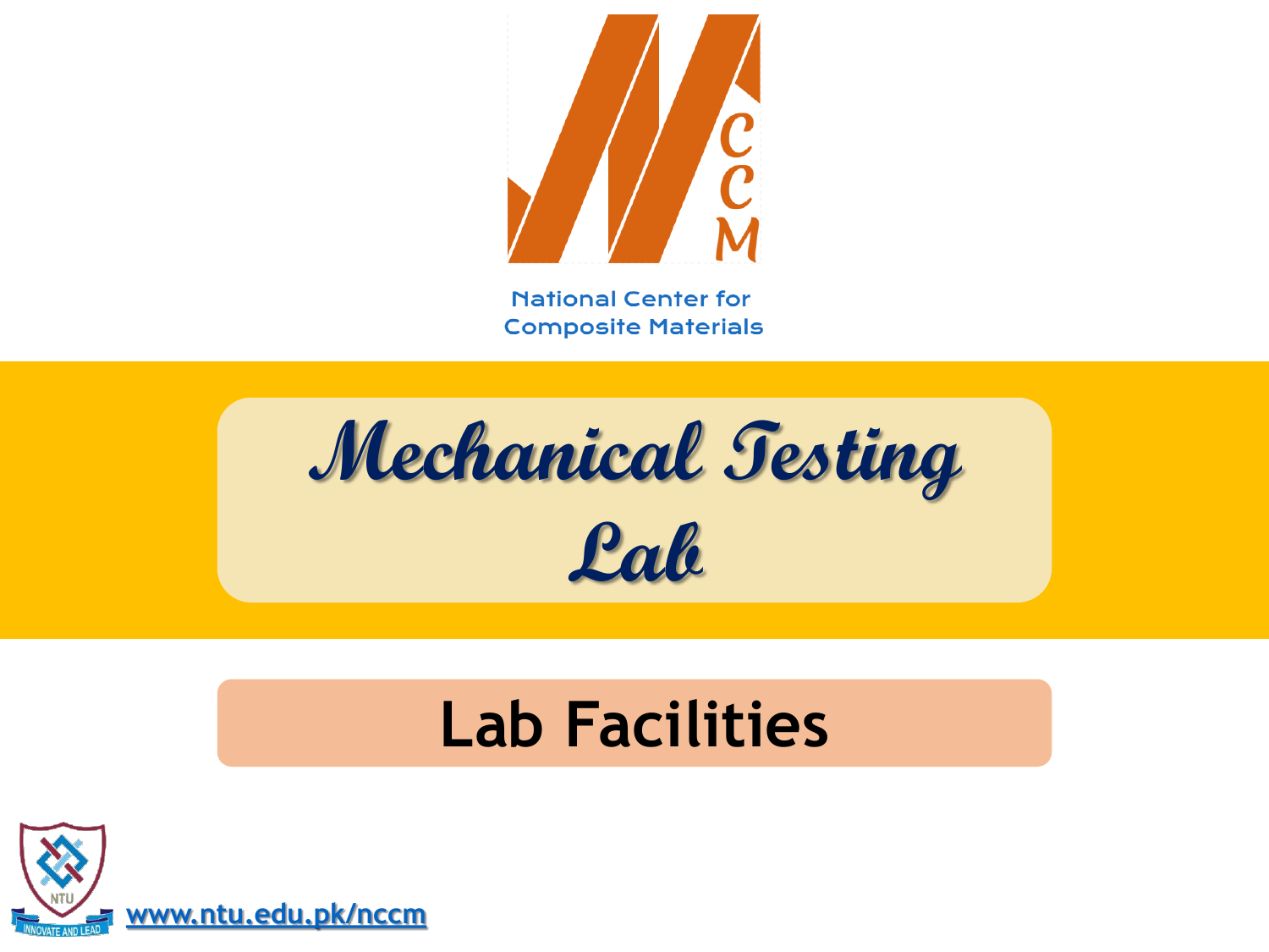NCCM

National Center for Composite Materials

# Mechanical Testing Lab

## Lab Facilities

NTU

INNOVATE AND LEAD

www.ntu.edu.pk/nccm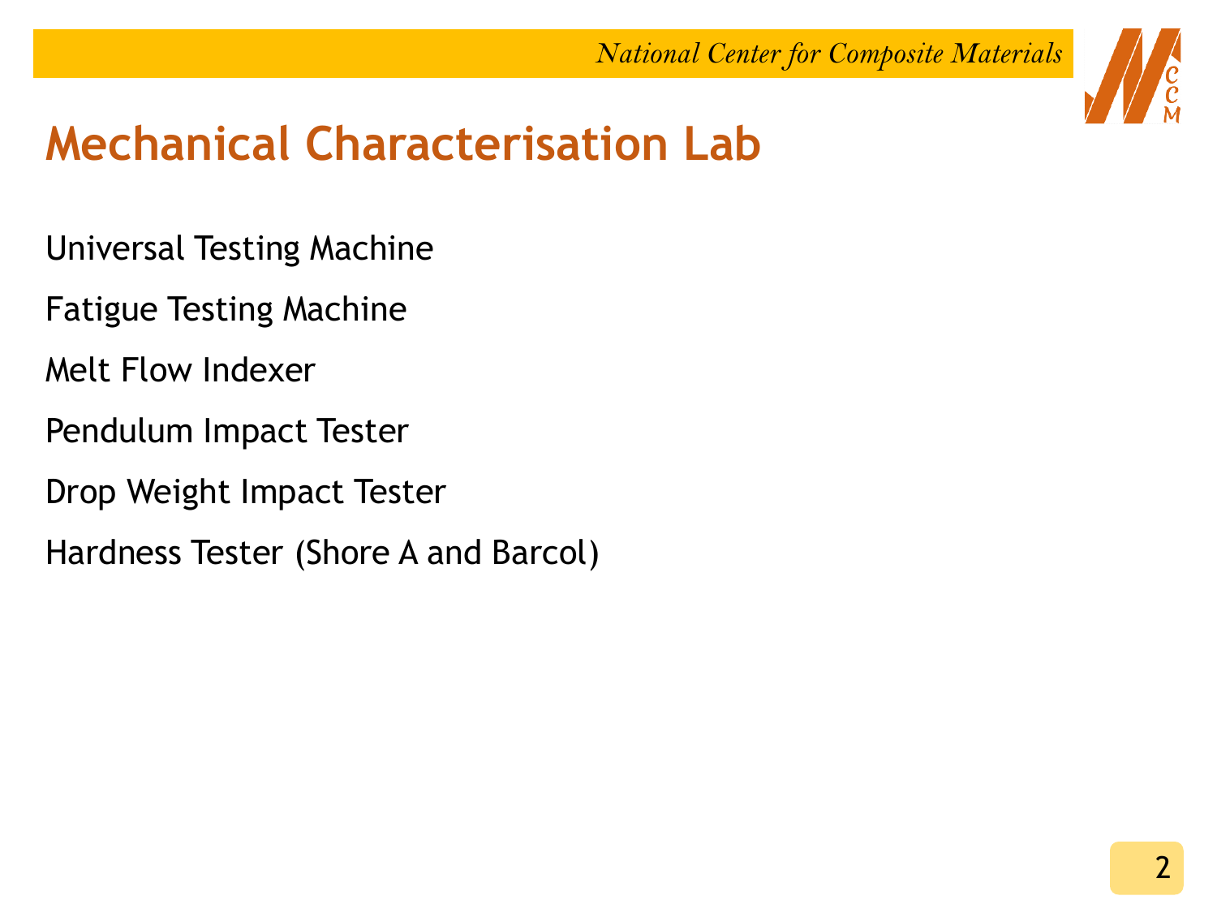# Mechanical Characterisation Lab

Universal Testing Machine

Fatigue Testing Machine

Melt Flow Indexer

Pendulum Impact Tester

Drop Weight Impact Tester

Hardness Tester (Shore A and Barcol)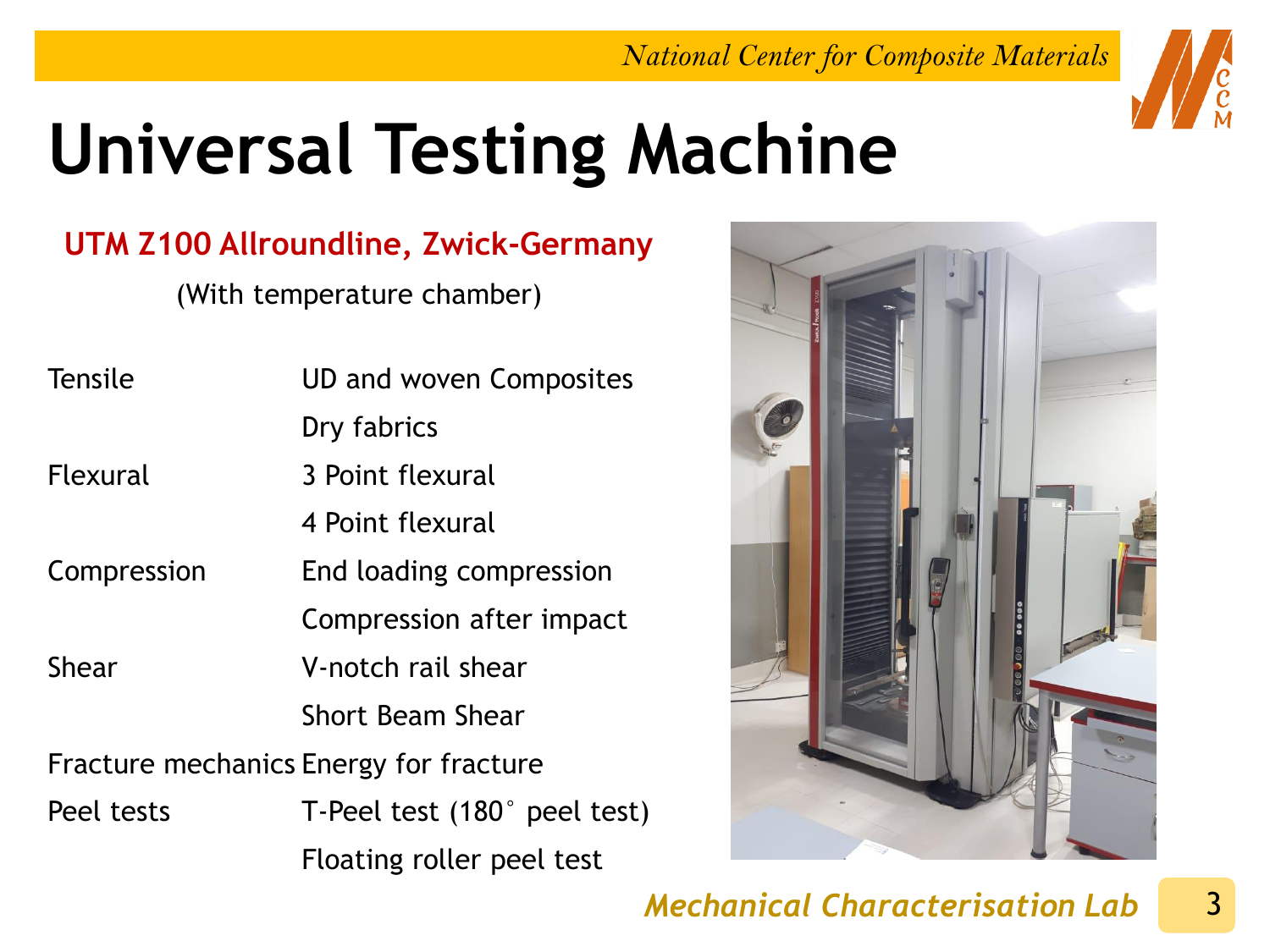# Universal Testing Machine

**UTM Z100 Allroundline, Zwick-Germany**

(With temperature chamber)

| | |
|---|---|
| Tensile | UD and woven Composites |
| | Dry fabrics |
| Flexural | 3 Point flexural |
| | 4 Point flexural |
| Compression | End loading compression |
| | Compression after impact |
| Shear | V-notch rail shear |
| | Short Beam Shear |
| Fracture mechanics | Energy for fracture |
| Peel tests | T-Peel test (180˚ peel test) |
| | Floating roller peel test |

*Mechanical Characterisation Lab*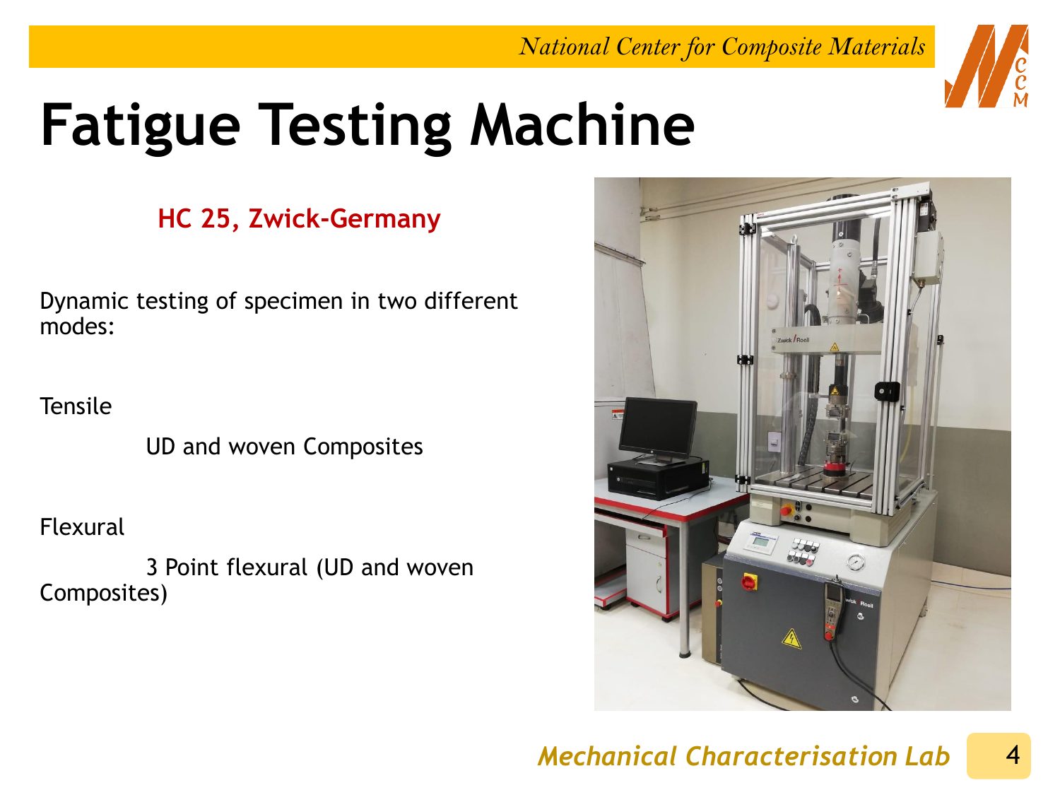# Fatigue Testing Machine

**HC 25, Zwick-Germany**

Dynamic testing of specimen in two different modes:

Tensile

UD and woven Composites

Flexural

3 Point flexural (UD and woven Composites)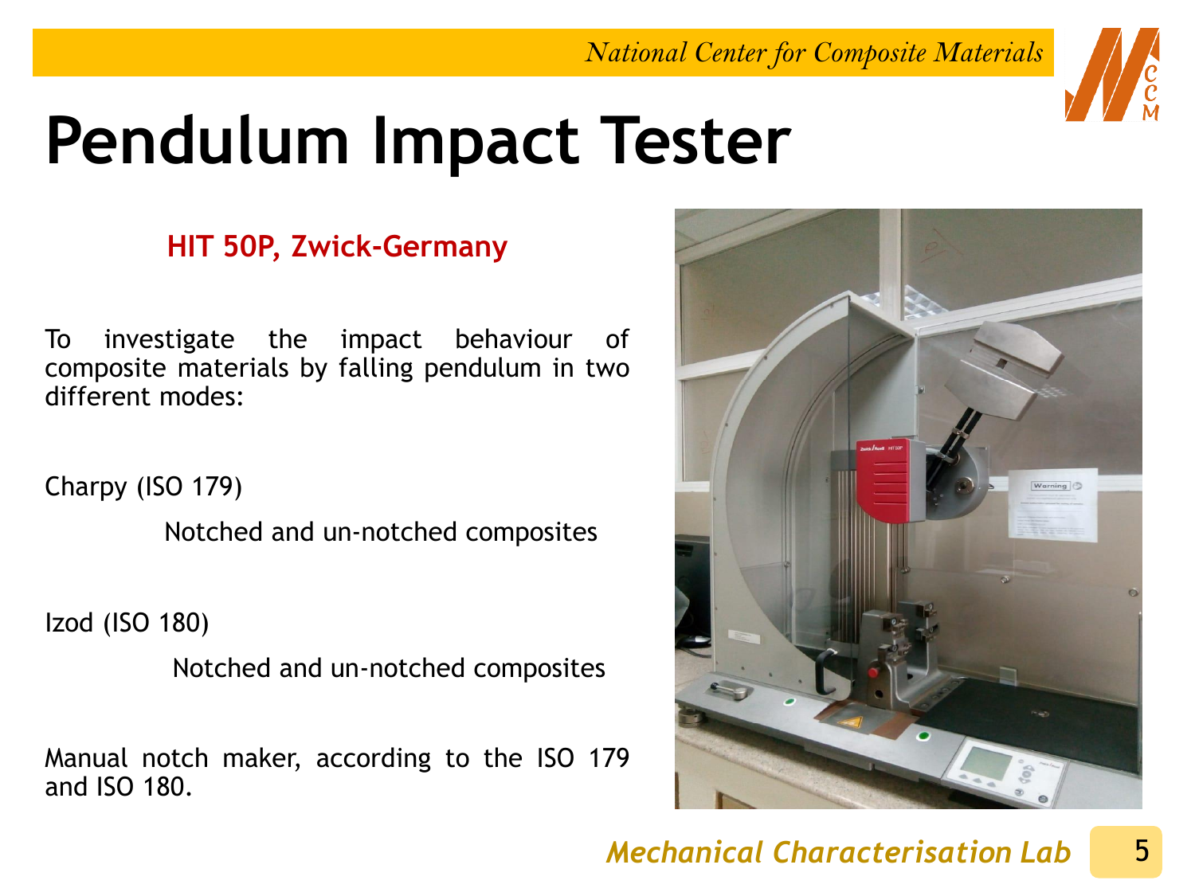# Pendulum Impact Tester

**HIT 50P, Zwick-Germany**

To investigate the impact behaviour of composite materials by falling pendulum in two different modes:

Charpy (ISO 179)

Notched and un-notched composites

Izod (ISO 180)

Notched and un-notched composites

Manual notch maker, according to the ISO 179 and ISO 180.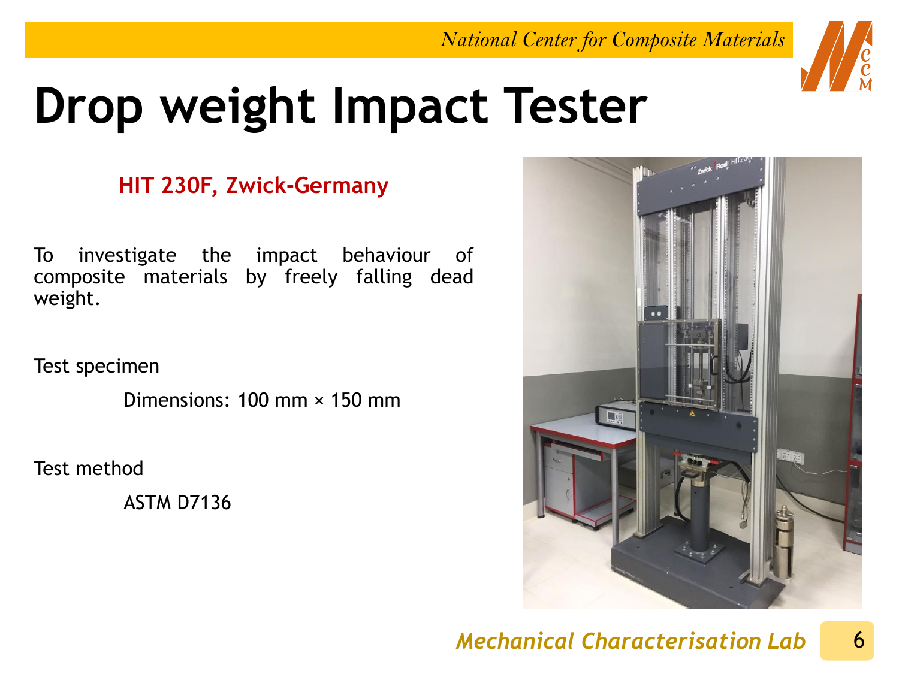# Drop weight Impact Tester

**HIT 230F, Zwick-Germany**

To investigate the impact behaviour of composite materials by freely falling dead weight.

Test specimen

Dimensions: 100 mm × 150 mm

Test method

ASTM D7136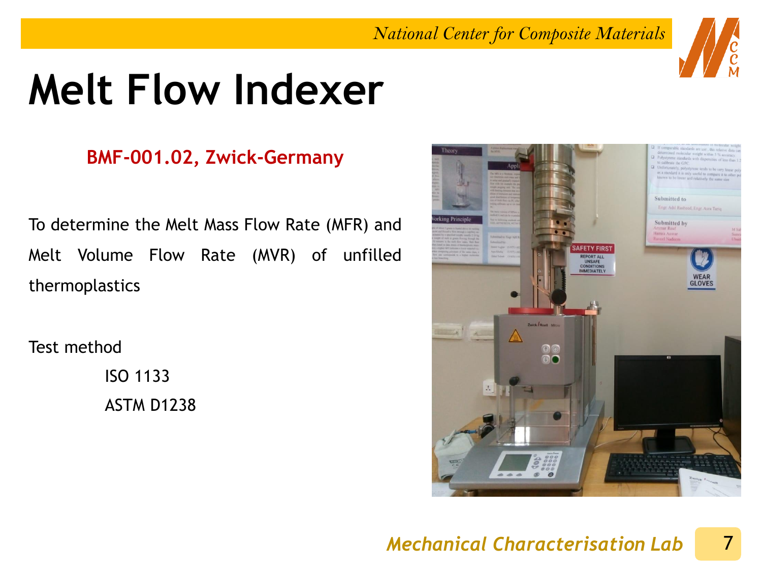# Melt Flow Indexer

**BMF-001.02, Zwick-Germany**

To determine the Melt Mass Flow Rate (MFR) and Melt Volume Flow Rate (MVR) of unfilled thermoplastics

Test method

- ISO 1133
- ASTM D1238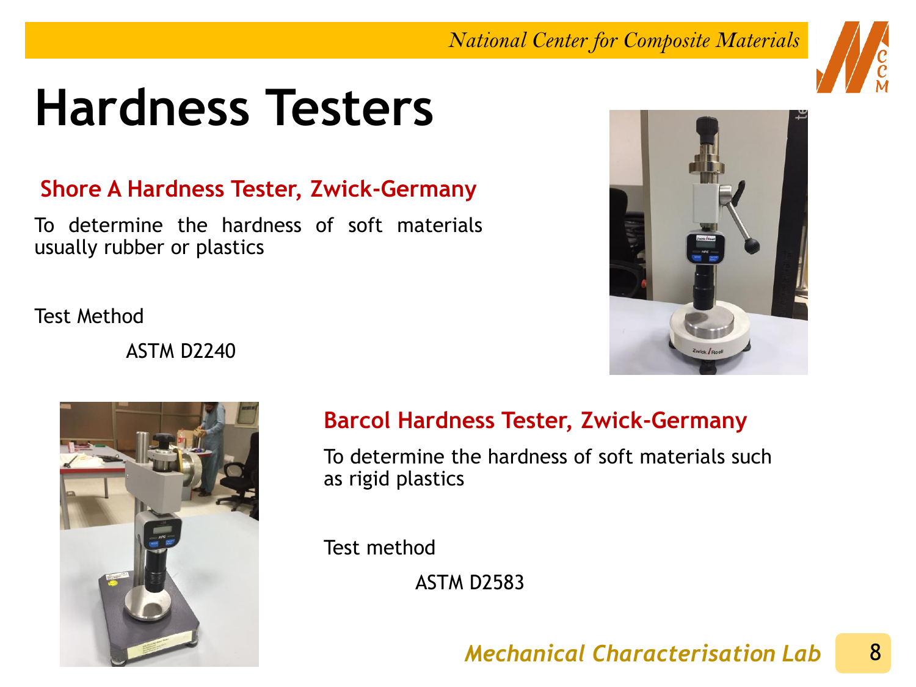# Hardness Testers

## Shore A Hardness Tester, Zwick-Germany

To determine the hardness of soft materials usually rubber or plastics

Test Method

ASTM D2240

## Barcol Hardness Tester, Zwick-Germany

To determine the hardness of soft materials such as rigid plastics

Test method

ASTM D2583